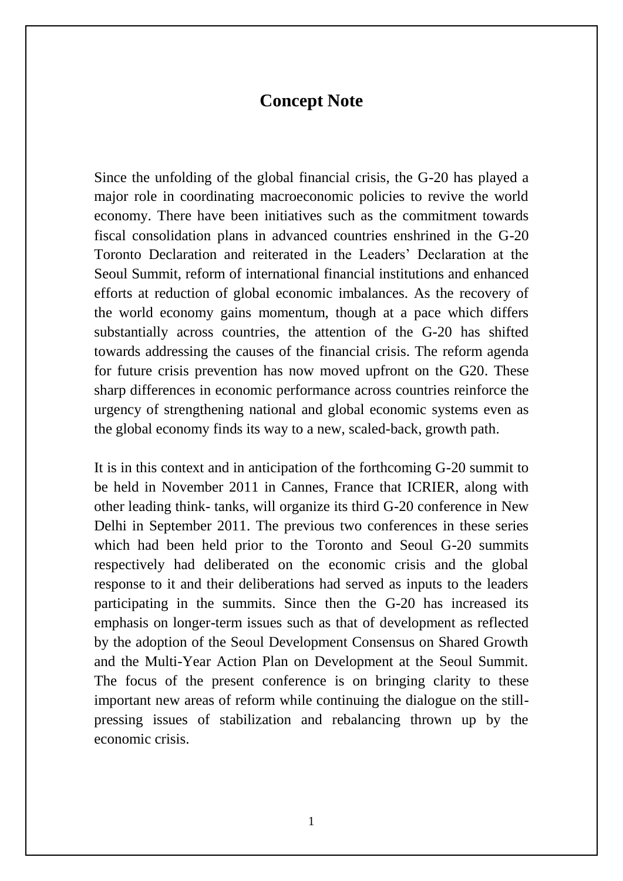# Concept Note

Since the unfolding of the global financial crisis, the G-20 has played a major role in coordinating macroeconomic policies to revive the world economy. There have been initiatives such as the commitment towards fiscal consolidation plans in advanced countries enshrined in the G-20 Toronto Declaration and reiterated in the Leaders' Declaration at the Seoul Summit, reform of international financial institutions and enhanced efforts at reduction of global economic imbalances. As the recovery of the world economy gains momentum, though at a pace which differs substantially across countries, the attention of the G-20 has shifted towards addressing the causes of the financial crisis. The reform agenda for future crisis prevention has now moved upfront on the G20. These sharp differences in economic performance across countries reinforce the urgency of strengthening national and global economic systems even as the global economy finds its way to a new, scaled-back, growth path.

It is in this context and in anticipation of the forthcoming G-20 summit to be held in November 2011 in Cannes, France that ICRIER, along with other leading think- tanks, will organize its third G-20 conference in New Delhi in September 2011. The previous two conferences in these series which had been held prior to the Toronto and Seoul G-20 summits respectively had deliberated on the economic crisis and the global response to it and their deliberations had served as inputs to the leaders participating in the summits. Since then the G-20 has increased its emphasis on longer-term issues such as that of development as reflected by the adoption of the Seoul Development Consensus on Shared Growth and the Multi-Year Action Plan on Development at the Seoul Summit. The focus of the present conference is on bringing clarity to these important new areas of reform while continuing the dialogue on the still-pressing issues of stabilization and rebalancing thrown up by the economic crisis.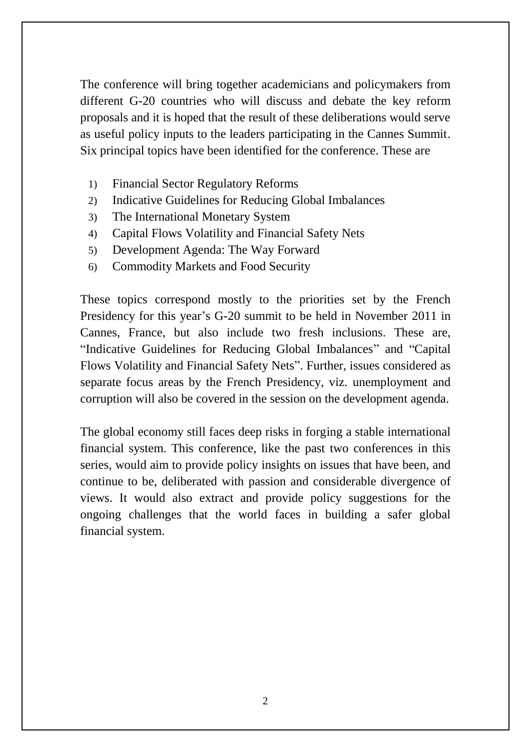The conference will bring together academicians and policymakers from different G-20 countries who will discuss and debate the key reform proposals and it is hoped that the result of these deliberations would serve as useful policy inputs to the leaders participating in the Cannes Summit. Six principal topics have been identified for the conference. These are

1) Financial Sector Regulatory Reforms
2) Indicative Guidelines for Reducing Global Imbalances
3) The International Monetary System
4) Capital Flows Volatility and Financial Safety Nets
5) Development Agenda: The Way Forward
6) Commodity Markets and Food Security

These topics correspond mostly to the priorities set by the French Presidency for this year's G-20 summit to be held in November 2011 in Cannes, France, but also include two fresh inclusions. These are, "Indicative Guidelines for Reducing Global Imbalances" and "Capital Flows Volatility and Financial Safety Nets". Further, issues considered as separate focus areas by the French Presidency, viz. unemployment and corruption will also be covered in the session on the development agenda.

The global economy still faces deep risks in forging a stable international financial system. This conference, like the past two conferences in this series, would aim to provide policy insights on issues that have been, and continue to be, deliberated with passion and considerable divergence of views. It would also extract and provide policy suggestions for the ongoing challenges that the world faces in building a safer global financial system.